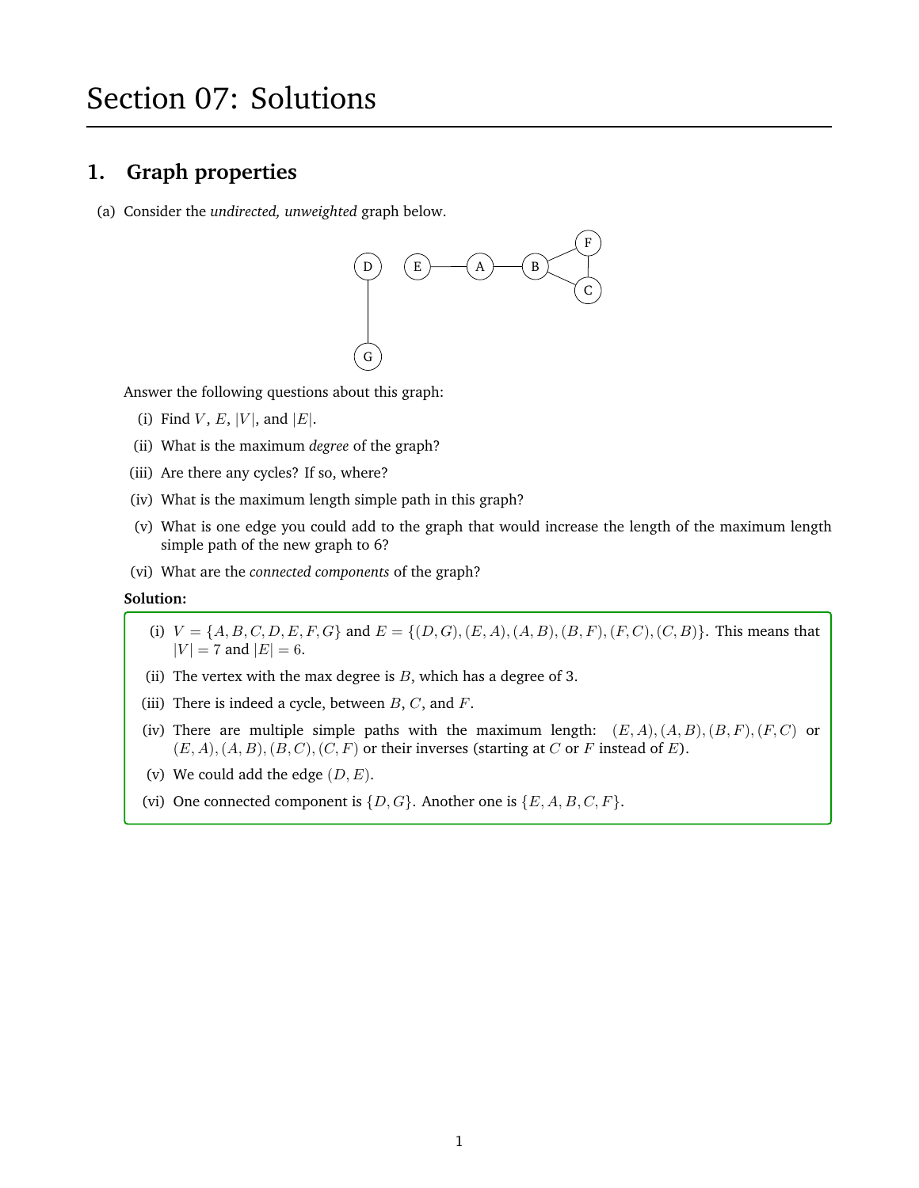# Section 07: Solutions

## 1. Graph properties

(a) Consider the *undirected, unweighted* graph below.

Answer the following questions about this graph:

(i) Find $V$, $E$, $|V|$, and $|E|$.

(ii) What is the maximum *degree* of the graph?

(iii) Are there any cycles? If so, where?

(iv) What is the maximum length simple path in this graph?

(v) What is one edge you could add to the graph that would increase the length of the maximum length simple path of the new graph to 6?

(vi) What are the *connected components* of the graph?

**Solution:**

(i) $V = \{A, B, C, D, E, F, G\}$ and $E = \{(D, G), (E, A), (A, B), (B, F), (F, C), (C, B)\}$. This means that $|V| = 7$ and $|E| = 6$.

(ii) The vertex with the max degree is $B$, which has a degree of 3.

(iii) There is indeed a cycle, between $B$, $C$, and $F$.

(iv) There are multiple simple paths with the maximum length: $(E, A), (A, B), (B, F), (F, C)$ or $(E, A), (A, B), (B, C), (C, F)$ or their inverses (starting at $C$ or $F$ instead of $E$).

(v) We could add the edge $(D, E)$.

(vi) One connected component is $\{D, G\}$. Another one is $\{E, A, B, C, F\}$.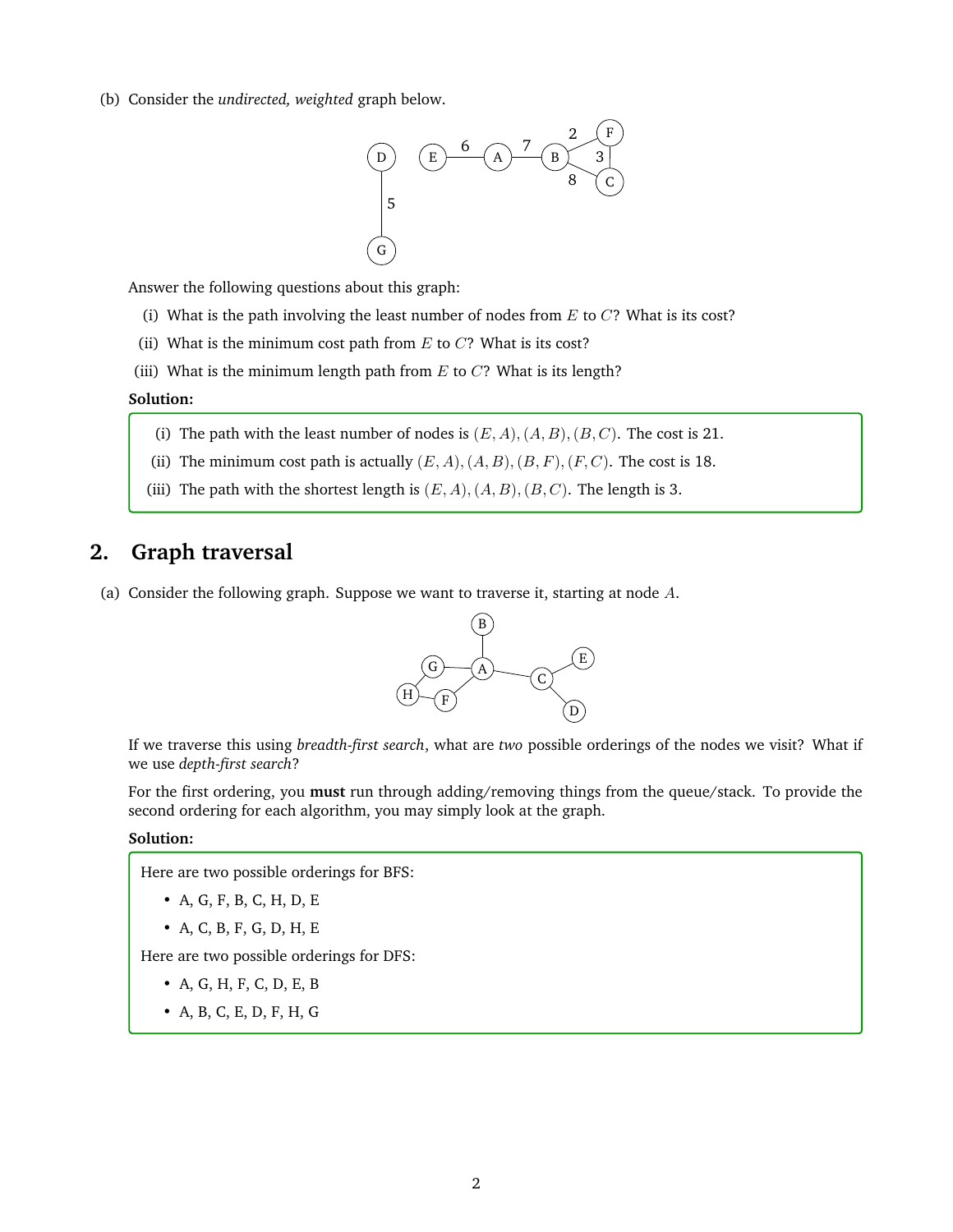(b) Consider the *undirected, weighted* graph below.

Answer the following questions about this graph:

(i) What is the path involving the least number of nodes from $E$ to $C$? What is its cost?

(ii) What is the minimum cost path from $E$ to $C$? What is its cost?

(iii) What is the minimum length path from $E$ to $C$? What is its length?

**Solution:**

(i) The path with the least number of nodes is $(E, A), (A, B), (B, C)$. The cost is 21.

(ii) The minimum cost path is actually $(E, A), (A, B), (B, F), (F, C)$. The cost is 18.

(iii) The path with the shortest length is $(E, A), (A, B), (B, C)$. The length is 3.

## 2. Graph traversal

(a) Consider the following graph. Suppose we want to traverse it, starting at node $A$.

If we traverse this using *breadth-first search*, what are *two* possible orderings of the nodes we visit? What if we use *depth-first search*?

For the first ordering, you **must** run through adding/removing things from the queue/stack. To provide the second ordering for each algorithm, you may simply look at the graph.

**Solution:**

Here are two possible orderings for BFS:

- A, G, F, B, C, H, D, E
- A, C, B, F, G, D, H, E

Here are two possible orderings for DFS:

- A, G, H, F, C, D, E, B
- A, B, C, E, D, F, H, G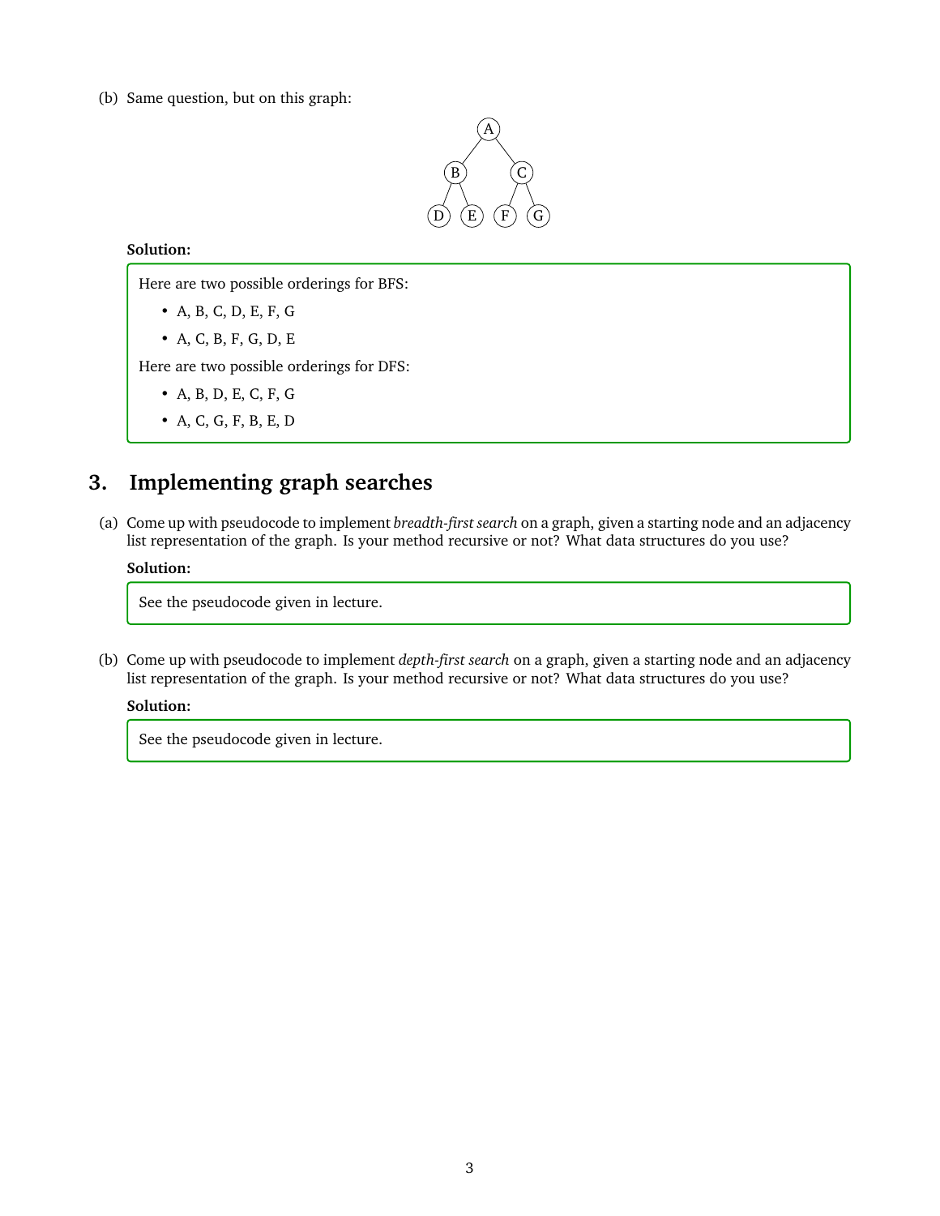(b) Same question, but on this graph:

**Solution:**

Here are two possible orderings for BFS:

- A, B, C, D, E, F, G
- A, C, B, F, G, D, E

Here are two possible orderings for DFS:

- A, B, D, E, C, F, G
- A, C, G, F, B, E, D

## 3. Implementing graph searches

(a) Come up with pseudocode to implement *breadth-first search* on a graph, given a starting node and an adjacency list representation of the graph. Is your method recursive or not? What data structures do you use?

**Solution:**

See the pseudocode given in lecture.

(b) Come up with pseudocode to implement *depth-first search* on a graph, given a starting node and an adjacency list representation of the graph. Is your method recursive or not? What data structures do you use?

**Solution:**

See the pseudocode given in lecture.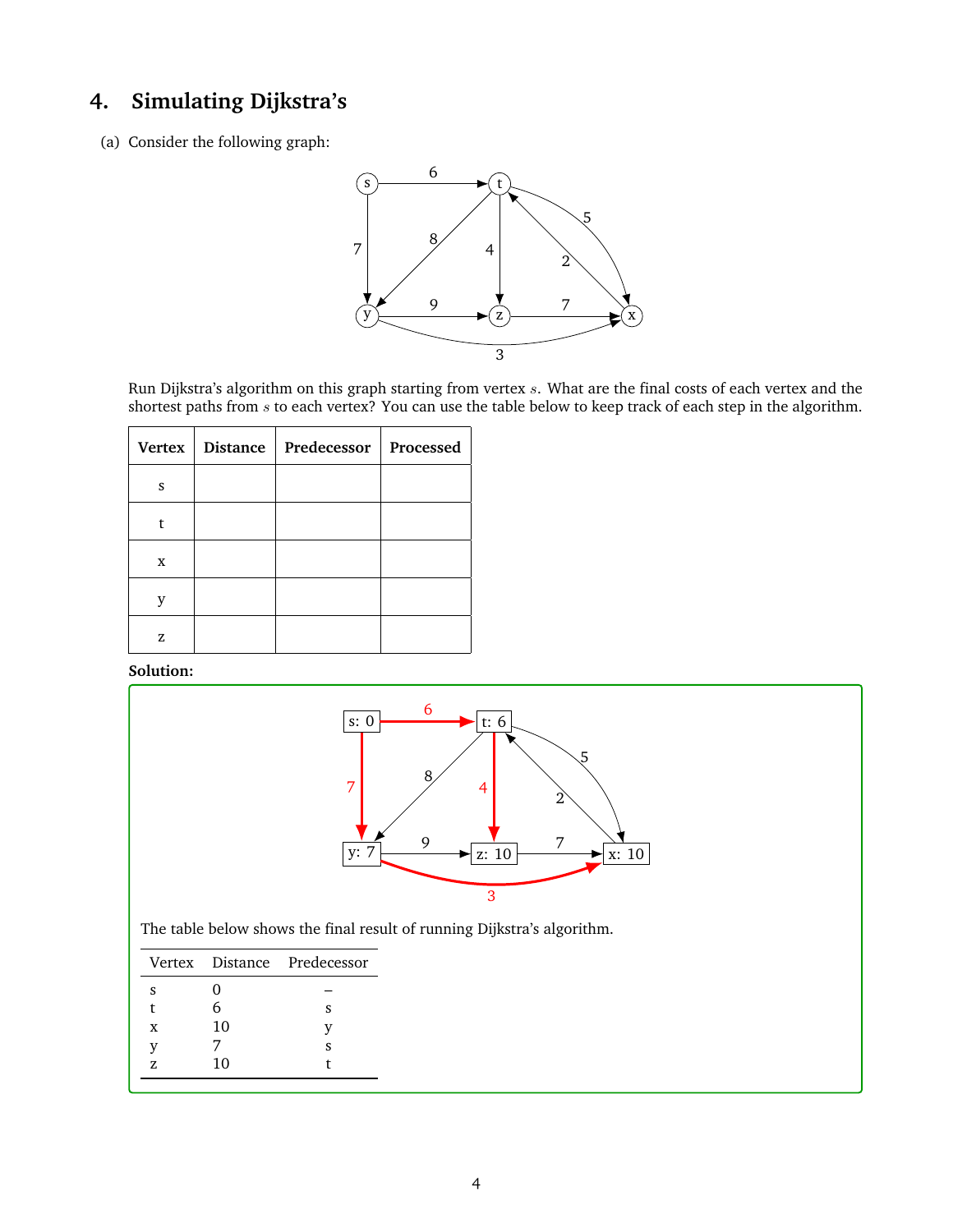## 4. Simulating Dijkstra's

(a) Consider the following graph:

Run Dijkstra's algorithm on this graph starting from vertex $s$. What are the final costs of each vertex and the shortest paths from $s$ to each vertex? You can use the table below to keep track of each step in the algorithm.

| Vertex | Distance | Predecessor | Processed |
|---|---|---|---|
| s | | | |
| t | | | |
| x | | | |
| y | | | |
| z | | | |

**Solution:**

The table below shows the final result of running Dijkstra's algorithm.

| Vertex | Distance | Predecessor |
|---|---|---|
| s | 0 | – |
| t | 6 | s |
| x | 10 | y |
| y | 7 | s |
| z | 10 | t |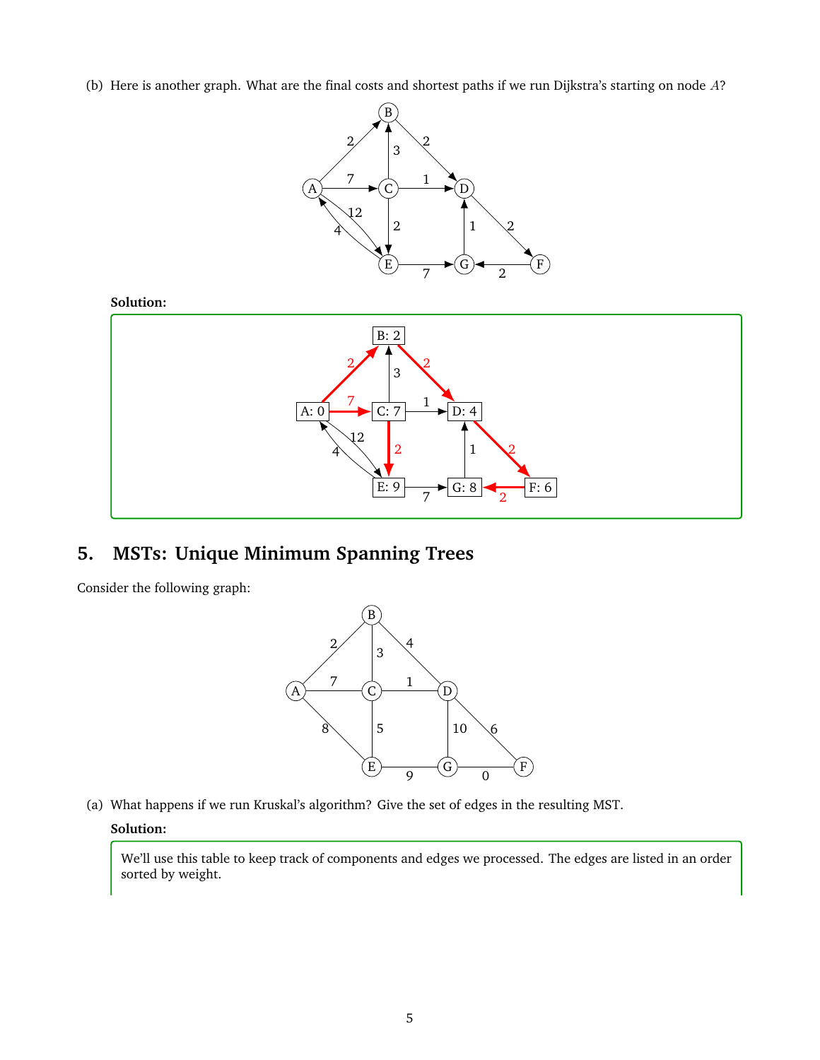(b) Here is another graph. What are the final costs and shortest paths if we run Dijkstra's starting on node $A$?

**Solution:**

# 5. MSTs: Unique Minimum Spanning Trees

Consider the following graph:

(a) What happens if we run Kruskal's algorithm? Give the set of edges in the resulting MST.

**Solution:**

We'll use this table to keep track of components and edges we processed. The edges are listed in an order sorted by weight.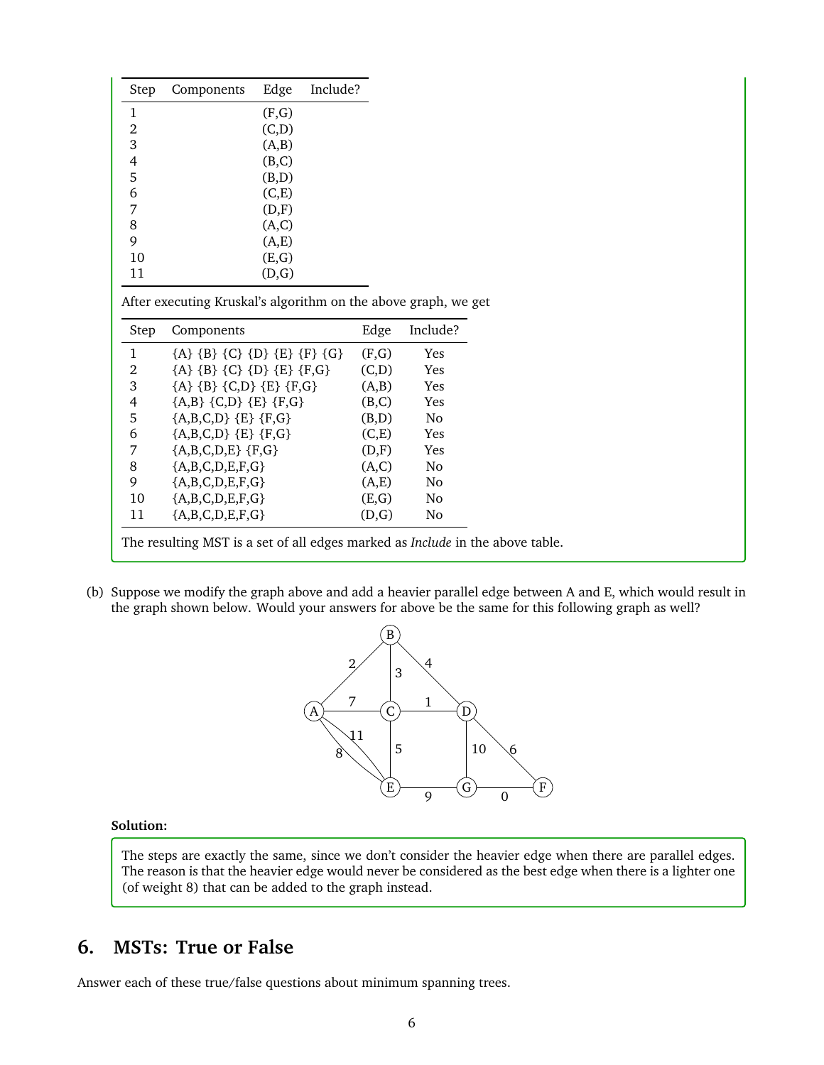| Step | Components | Edge | Include? |
|---|---|---|---|
| 1 | | (F,G) | |
| 2 | | (C,D) | |
| 3 | | (A,B) | |
| 4 | | (B,C) | |
| 5 | | (B,D) | |
| 6 | | (C,E) | |
| 7 | | (D,F) | |
| 8 | | (A,C) | |
| 9 | | (A,E) | |
| 10 | | (E,G) | |
| 11 | | (D,G) | |

After executing Kruskal's algorithm on the above graph, we get

| Step | Components | Edge | Include? |
|---|---|---|---|
| 1 | {A} {B} {C} {D} {E} {F} {G} | (F,G) | Yes |
| 2 | {A} {B} {C} {D} {E} {F,G} | (C,D) | Yes |
| 3 | {A} {B} {C,D} {E} {F,G} | (A,B) | Yes |
| 4 | {A,B} {C,D} {E} {F,G} | (B,C) | Yes |
| 5 | {A,B,C,D} {E} {F,G} | (B,D) | No |
| 6 | {A,B,C,D} {E} {F,G} | (C,E) | Yes |
| 7 | {A,B,C,D,E} {F,G} | (D,F) | Yes |
| 8 | {A,B,C,D,E,F,G} | (A,C) | No |
| 9 | {A,B,C,D,E,F,G} | (A,E) | No |
| 10 | {A,B,C,D,E,F,G} | (E,G) | No |
| 11 | {A,B,C,D,E,F,G} | (D,G) | No |

The resulting MST is a set of all edges marked as *Include* in the above table.

(b) Suppose we modify the graph above and add a heavier parallel edge between A and E, which would result in the graph shown below. Would your answers for above be the same for this following graph as well?

**Solution:**

The steps are exactly the same, since we don't consider the heavier edge when there are parallel edges. The reason is that the heavier edge would never be considered as the best edge when there is a lighter one (of weight 8) that can be added to the graph instead.

## 6. MSTs: True or False

Answer each of these true/false questions about minimum spanning trees.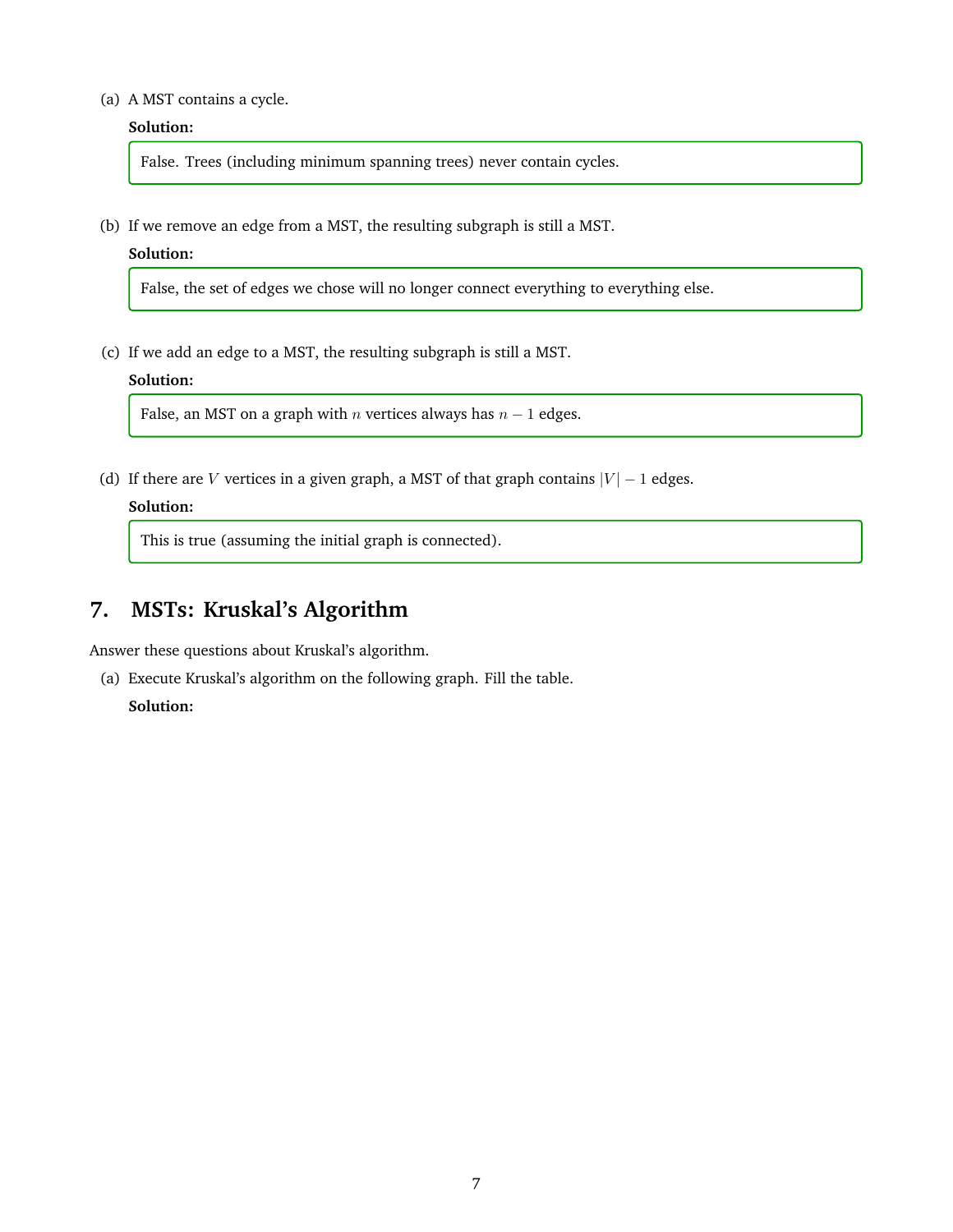(a) A MST contains a cycle.

**Solution:**

False. Trees (including minimum spanning trees) never contain cycles.

(b) If we remove an edge from a MST, the resulting subgraph is still a MST.

**Solution:**

False, the set of edges we chose will no longer connect everything to everything else.

(c) If we add an edge to a MST, the resulting subgraph is still a MST.

**Solution:**

False, an MST on a graph with $n$ vertices always has $n - 1$ edges.

(d) If there are $V$ vertices in a given graph, a MST of that graph contains $|V| - 1$ edges.

**Solution:**

This is true (assuming the initial graph is connected).

## 7. MSTs: Kruskal's Algorithm

Answer these questions about Kruskal's algorithm.

(a) Execute Kruskal's algorithm on the following graph. Fill the table.

**Solution:**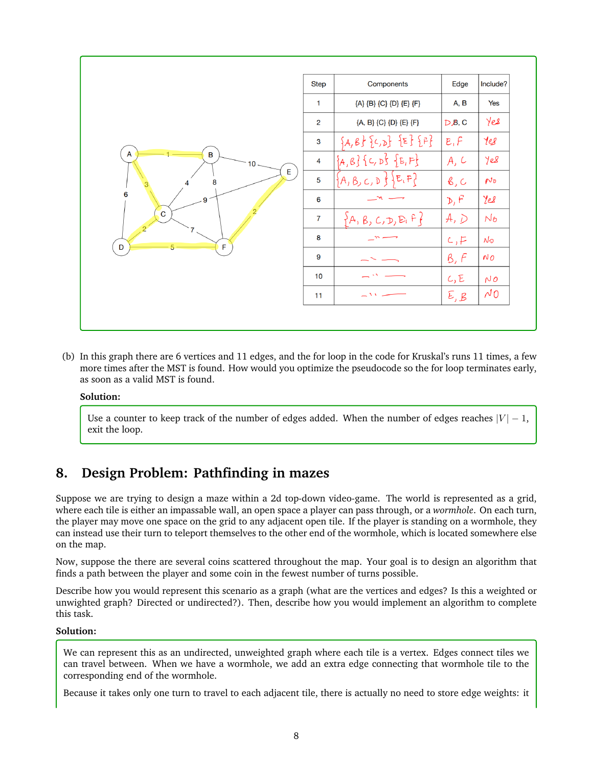| Step | Components | Edge | Include? |
|---|---|---|---|
| 1 | {A} {B} {C} {D} {E} {F} | A, B | Yes |
| 2 | {A, B} {C} {D} {E} {F} | D, C | Yes |
| 3 | {A, B} {C, D} {E} {F} | E, F | Yes |
| 4 | {A, B} {C, D} {E, F} | A, C | Yes |
| 5 | {A, B, C, D} {E, F} | B, C | No |
| 6 | — " — | D, F | Yes |
| 7 | {A, B, C, D, E, F} | A, D | No |
| 8 | — " — | C, F | No |
| 9 | — " — | B, F | No |
| 10 | — " — | C, E | No |
| 11 | — " — | E, B | No |

(b) In this graph there are 6 vertices and 11 edges, and the for loop in the code for Kruskal's runs 11 times, a few more times after the MST is found. How would you optimize the pseudocode so the for loop terminates early, as soon as a valid MST is found.

**Solution:**

Use a counter to keep track of the number of edges added. When the number of edges reaches $|V| - 1$, exit the loop.

## 8. Design Problem: Pathfinding in mazes

Suppose we are trying to design a maze within a 2d top-down video-game. The world is represented as a grid, where each tile is either an impassable wall, an open space a player can pass through, or a *wormhole*. On each turn, the player may move one space on the grid to any adjacent open tile. If the player is standing on a wormhole, they can instead use their turn to teleport themselves to the other end of the wormhole, which is located somewhere else on the map.

Now, suppose the there are several coins scattered throughout the map. Your goal is to design an algorithm that finds a path between the player and some coin in the fewest number of turns possible.

Describe how you would represent this scenario as a graph (what are the vertices and edges? Is this a weighted or unweighted graph? Directed or undirected?). Then, describe how you would implement an algorithm to complete this task.

**Solution:**

We can represent this as an undirected, unweighted graph where each tile is a vertex. Edges connect tiles we can travel between. When we have a wormhole, we add an extra edge connecting that wormhole tile to the corresponding end of the wormhole.

Because it takes only one turn to travel to each adjacent tile, there is actually no need to store edge weights: it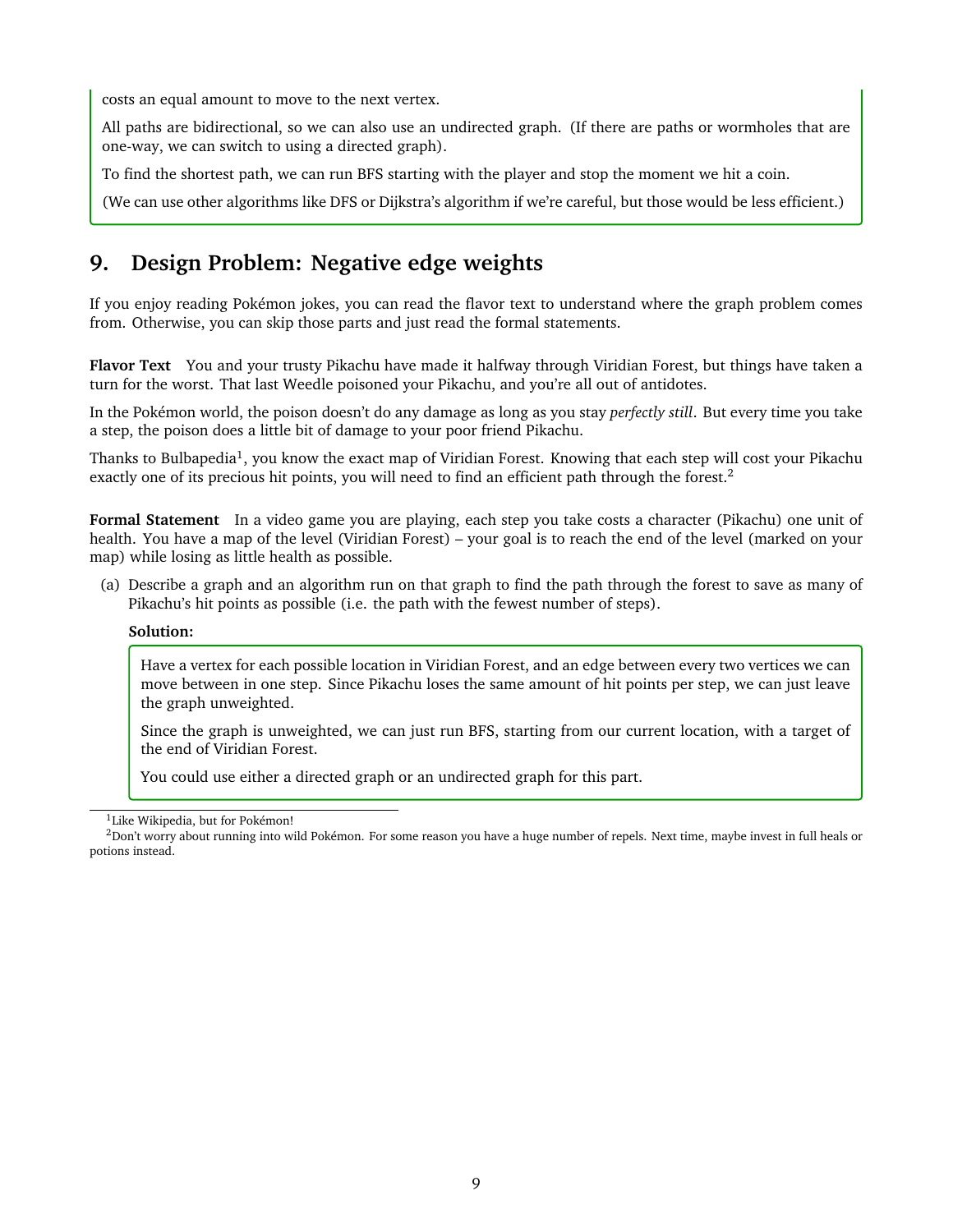costs an equal amount to move to the next vertex.

All paths are bidirectional, so we can also use an undirected graph. (If there are paths or wormholes that are one-way, we can switch to using a directed graph).

To find the shortest path, we can run BFS starting with the player and stop the moment we hit a coin.

(We can use other algorithms like DFS or Dijkstra's algorithm if we're careful, but those would be less efficient.)

## 9. Design Problem: Negative edge weights

If you enjoy reading Pokémon jokes, you can read the flavor text to understand where the graph problem comes from. Otherwise, you can skip those parts and just read the formal statements.

**Flavor Text** You and your trusty Pikachu have made it halfway through Viridian Forest, but things have taken a turn for the worst. That last Weedle poisoned your Pikachu, and you're all out of antidotes.

In the Pokémon world, the poison doesn't do any damage as long as you stay *perfectly still*. But every time you take a step, the poison does a little bit of damage to your poor friend Pikachu.

Thanks to Bulbapedia[1], you know the exact map of Viridian Forest. Knowing that each step will cost your Pikachu exactly one of its precious hit points, you will need to find an efficient path through the forest.[2]

**Formal Statement** In a video game you are playing, each step you take costs a character (Pikachu) one unit of health. You have a map of the level (Viridian Forest) – your goal is to reach the end of the level (marked on your map) while losing as little health as possible.

(a) Describe a graph and an algorithm run on that graph to find the path through the forest to save as many of Pikachu's hit points as possible (i.e. the path with the fewest number of steps).

**Solution:**

Have a vertex for each possible location in Viridian Forest, and an edge between every two vertices we can move between in one step. Since Pikachu loses the same amount of hit points per step, we can just leave the graph unweighted.

Since the graph is unweighted, we can just run BFS, starting from our current location, with a target of the end of Viridian Forest.

You could use either a directed graph or an undirected graph for this part.

[1] Like Wikipedia, but for Pokémon!

[2] Don't worry about running into wild Pokémon. For some reason you have a huge number of repels. Next time, maybe invest in full heals or potions instead.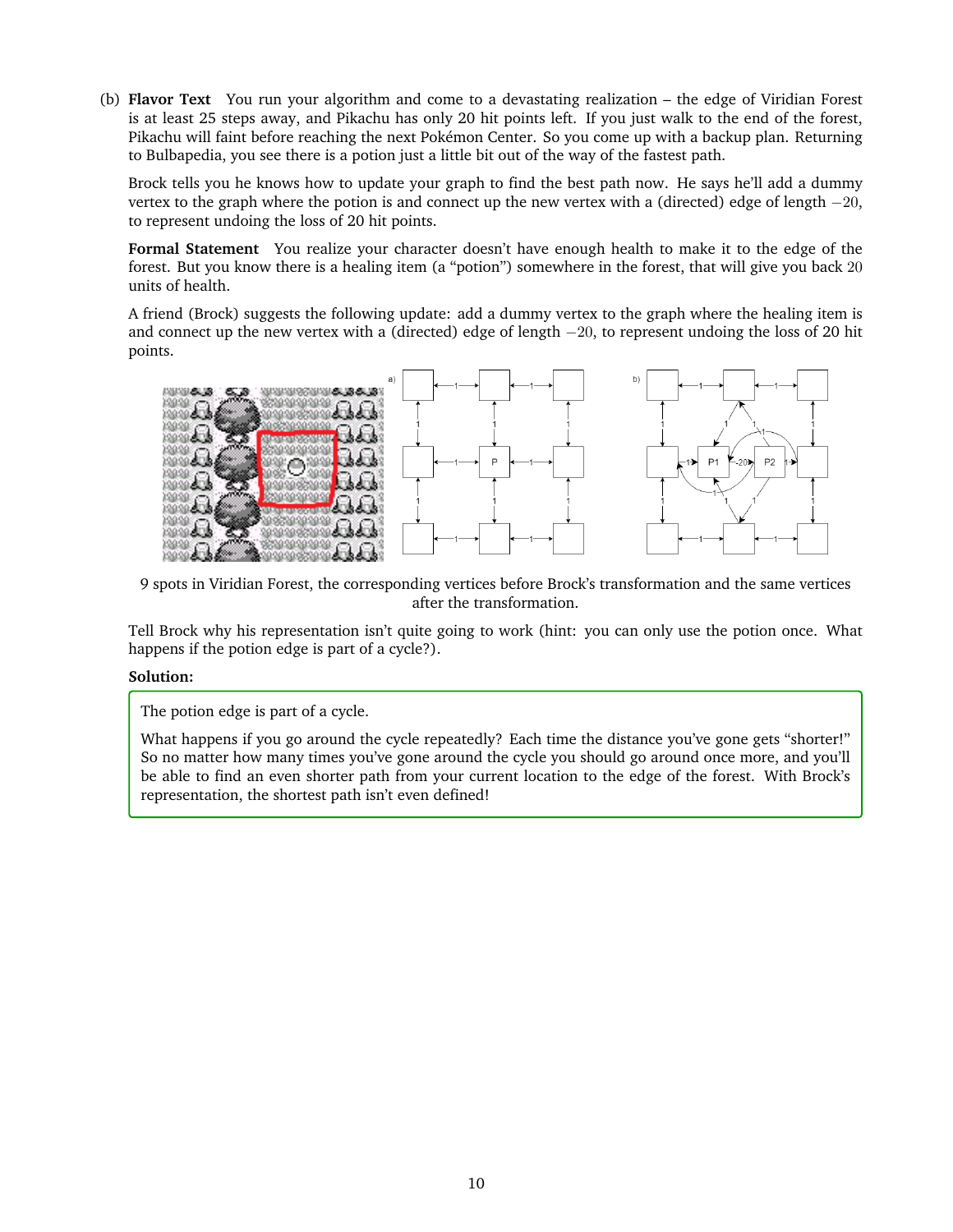(b) **Flavor Text** You run your algorithm and come to a devastating realization – the edge of Viridian Forest is at least 25 steps away, and Pikachu has only 20 hit points left. If you just walk to the end of the forest, Pikachu will faint before reaching the next Pokémon Center. So you come up with a backup plan. Returning to Bulbapedia, you see there is a potion just a little bit out of the way of the fastest path.

Brock tells you he knows how to update your graph to find the best path now. He says he'll add a dummy vertex to the graph where the potion is and connect up the new vertex with a (directed) edge of length $-20$, to represent undoing the loss of 20 hit points.

**Formal Statement** You realize your character doesn't have enough health to make it to the edge of the forest. But you know there is a healing item (a "potion") somewhere in the forest, that will give you back 20 units of health.

A friend (Brock) suggests the following update: add a dummy vertex to the graph where the healing item is and connect up the new vertex with a (directed) edge of length $-20$, to represent undoing the loss of 20 hit points.

9 spots in Viridian Forest, the corresponding vertices before Brock's transformation and the same vertices after the transformation.

Tell Brock why his representation isn't quite going to work (hint: you can only use the potion once. What happens if the potion edge is part of a cycle?).

**Solution:**

The potion edge is part of a cycle.

What happens if you go around the cycle repeatedly? Each time the distance you've gone gets "shorter!" So no matter how many times you've gone around the cycle you should go around once more, and you'll be able to find an even shorter path from your current location to the edge of the forest. With Brock's representation, the shortest path isn't even defined!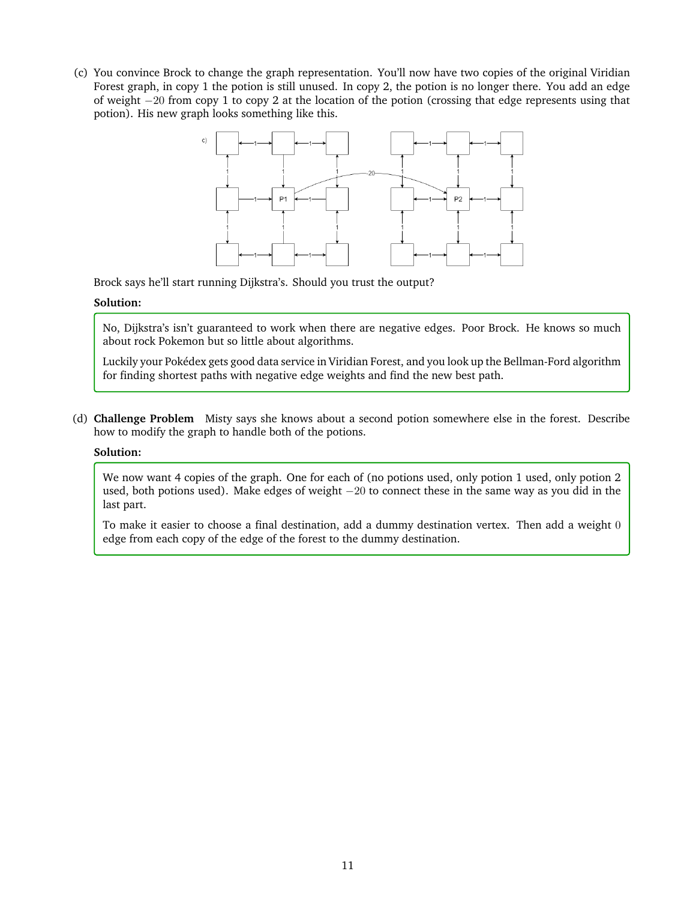(c) You convince Brock to change the graph representation. You'll now have two copies of the original Viridian Forest graph, in copy 1 the potion is still unused. In copy 2, the potion is no longer there. You add an edge of weight $-20$ from copy 1 to copy 2 at the location of the potion (crossing that edge represents using that potion). His new graph looks something like this.

c)

P1

P2

-20

1

Brock says he'll start running Dijkstra's. Should you trust the output?

**Solution:**

> No, Dijkstra's isn't guaranteed to work when there are negative edges. Poor Brock. He knows so much about rock Pokemon but so little about algorithms.
>
> Luckily your Pokédex gets good data service in Viridian Forest, and you look up the Bellman-Ford algorithm for finding shortest paths with negative edge weights and find the new best path.

(d) **Challenge Problem** Misty says she knows about a second potion somewhere else in the forest. Describe how to modify the graph to handle both of the potions.

**Solution:**

> We now want 4 copies of the graph. One for each of (no potions used, only potion 1 used, only potion 2 used, both potions used). Make edges of weight $-20$ to connect these in the same way as you did in the last part.
>
> To make it easier to choose a final destination, add a dummy destination vertex. Then add a weight $0$ edge from each copy of the edge of the forest to the dummy destination.